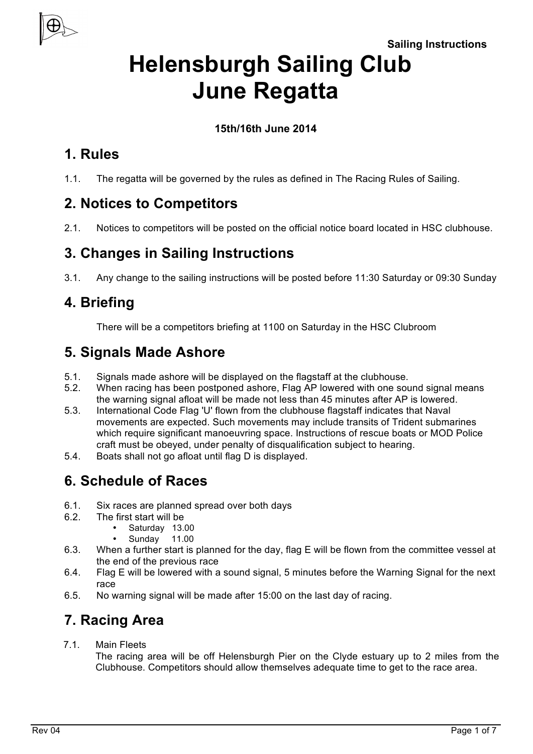Sailing Instructions

# Helensburgh Sailing Club
# June Regatta

**15th/16th June 2014**

## 1. Rules

1.1. The regatta will be governed by the rules as defined in The Racing Rules of Sailing.

## 2. Notices to Competitors

2.1. Notices to competitors will be posted on the official notice board located in HSC clubhouse.

## 3. Changes in Sailing Instructions

3.1. Any change to the sailing instructions will be posted before 11:30 Saturday or 09:30 Sunday

## 4. Briefing

There will be a competitors briefing at 1100 on Saturday in the HSC Clubroom

## 5. Signals Made Ashore

5.1. Signals made ashore will be displayed on the flagstaff at the clubhouse.

5.2. When racing has been postponed ashore, Flag AP lowered with one sound signal means the warning signal afloat will be made not less than 45 minutes after AP is lowered.

5.3. International Code Flag 'U' flown from the clubhouse flagstaff indicates that Naval movements are expected. Such movements may include transits of Trident submarines which require significant manoeuvring space. Instructions of rescue boats or MOD Police craft must be obeyed, under penalty of disqualification subject to hearing.

5.4. Boats shall not go afloat until flag D is displayed.

## 6. Schedule of Races

6.1. Six races are planned spread over both days

6.2. The first start will be
- Saturday 13.00
- Sunday 11.00

6.3. When a further start is planned for the day, flag E will be flown from the committee vessel at the end of the previous race

6.4. Flag E will be lowered with a sound signal, 5 minutes before the Warning Signal for the next race

6.5. No warning signal will be made after 15:00 on the last day of racing.

## 7. Racing Area

7.1. Main Fleets

The racing area will be off Helensburgh Pier on the Clyde estuary up to 2 miles from the Clubhouse. Competitors should allow themselves adequate time to get to the race area.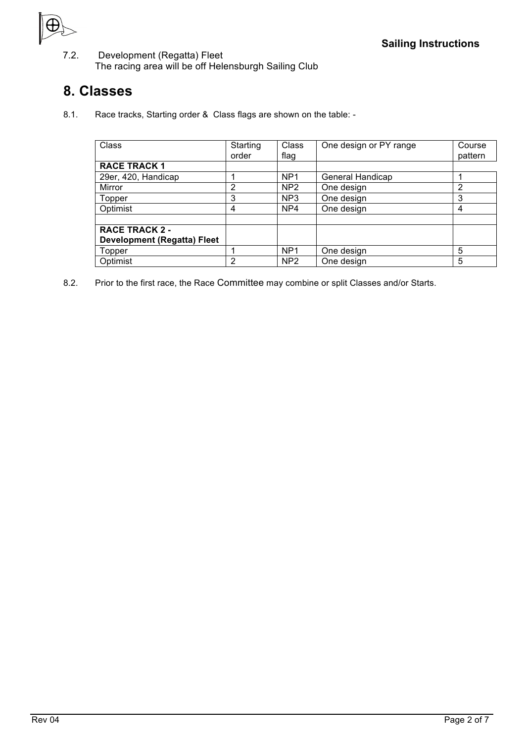7.2. Development (Regatta) Fleet
The racing area will be off Helensburgh Sailing Club

## 8. Classes

8.1. Race tracks, Starting order & Class flags are shown on the table: -

| Class | Starting order | Class flag | One design or PY range | Course pattern |
|---|---|---|---|---|
| **RACE TRACK 1** | | | | |
| 29er, 420, Handicap | 1 | NP1 | General Handicap | 1 |
| Mirror | 2 | NP2 | One design | 2 |
| Topper | 3 | NP3 | One design | 3 |
| Optimist | 4 | NP4 | One design | 4 |
| | | | | |
| **RACE TRACK 2 - Development (Regatta) Fleet** | | | | |
| Topper | 1 | NP1 | One design | 5 |
| Optimist | 2 | NP2 | One design | 5 |

8.2. Prior to the first race, the Race Committee may combine or split Classes and/or Starts.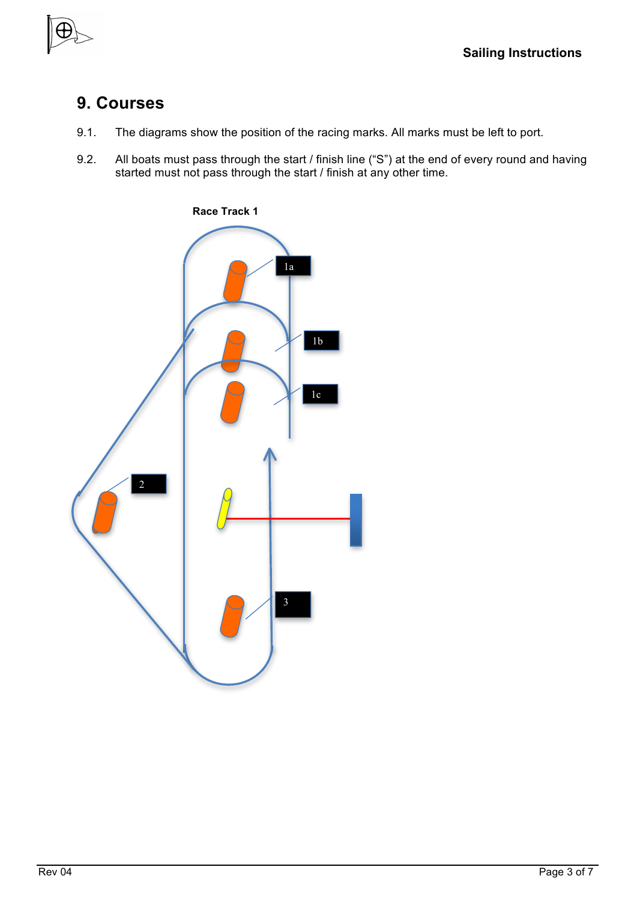# 9. Courses

9.1. The diagrams show the position of the racing marks. All marks must be left to port.

9.2. All boats must pass through the start / finish line ("S") at the end of every round and having started must not pass through the start / finish at any other time.

**Race Track 1**

1a

1b

1c

2

3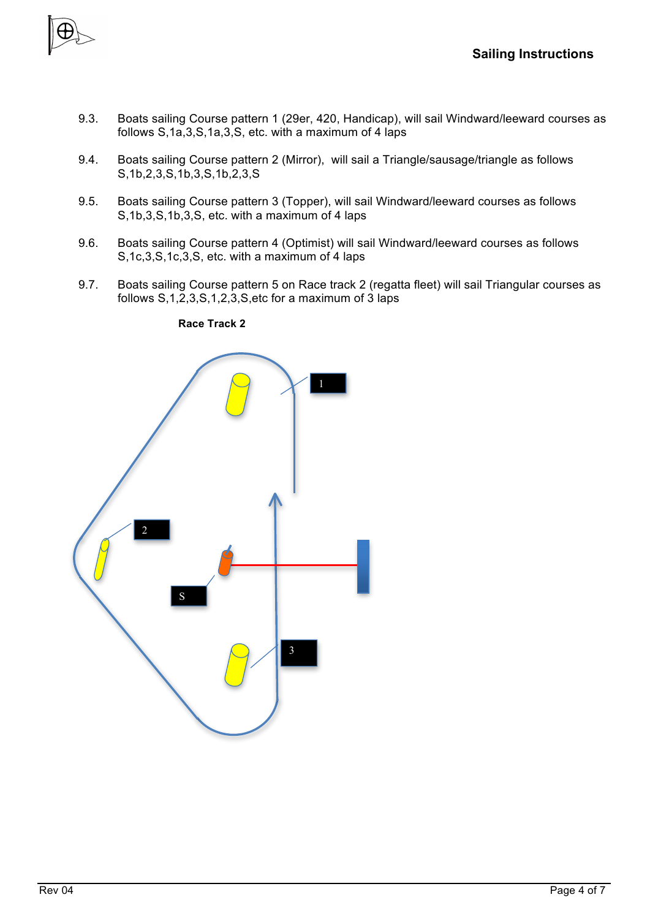9.3. Boats sailing Course pattern 1 (29er, 420, Handicap), will sail Windward/leeward courses as follows S,1a,3,S,1a,3,S, etc. with a maximum of 4 laps

9.4. Boats sailing Course pattern 2 (Mirror), will sail a Triangle/sausage/triangle as follows S,1b,2,3,S,1b,3,S,1b,2,3,S

9.5. Boats sailing Course pattern 3 (Topper), will sail Windward/leeward courses as follows S,1b,3,S,1b,3,S, etc. with a maximum of 4 laps

9.6. Boats sailing Course pattern 4 (Optimist) will sail Windward/leeward courses as follows S,1c,3,S,1c,3,S, etc. with a maximum of 4 laps

9.7. Boats sailing Course pattern 5 on Race track 2 (regatta fleet) will sail Triangular courses as follows S,1,2,3,S,1,2,3,S,etc for a maximum of 3 laps

**Race Track 2**

1

2

S

3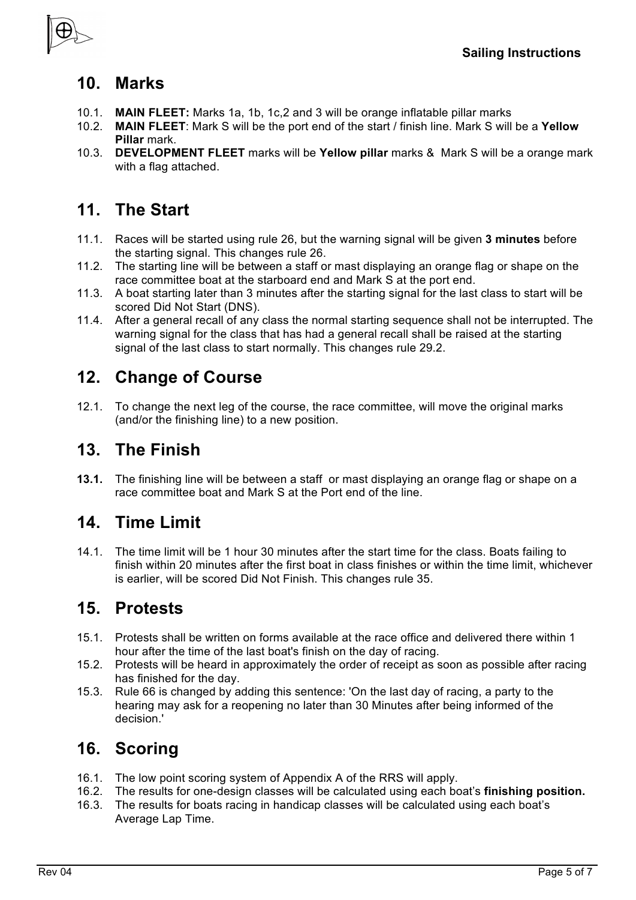## 10. Marks

10.1. **MAIN FLEET:** Marks 1a, 1b, 1c,2 and 3 will be orange inflatable pillar marks

10.2. **MAIN FLEET**: Mark S will be the port end of the start / finish line. Mark S will be a **Yellow Pillar** mark.

10.3. **DEVELOPMENT FLEET** marks will be **Yellow pillar** marks & Mark S will be a orange mark with a flag attached.

## 11. The Start

11.1. Races will be started using rule 26, but the warning signal will be given **3 minutes** before the starting signal. This changes rule 26.

11.2. The starting line will be between a staff or mast displaying an orange flag or shape on the race committee boat at the starboard end and Mark S at the port end.

11.3. A boat starting later than 3 minutes after the starting signal for the last class to start will be scored Did Not Start (DNS).

11.4. After a general recall of any class the normal starting sequence shall not be interrupted. The warning signal for the class that has had a general recall shall be raised at the starting signal of the last class to start normally. This changes rule 29.2.

## 12. Change of Course

12.1. To change the next leg of the course, the race committee, will move the original marks (and/or the finishing line) to a new position.

## 13. The Finish

**13.1.** The finishing line will be between a staff or mast displaying an orange flag or shape on a race committee boat and Mark S at the Port end of the line.

## 14. Time Limit

14.1. The time limit will be 1 hour 30 minutes after the start time for the class. Boats failing to finish within 20 minutes after the first boat in class finishes or within the time limit, whichever is earlier, will be scored Did Not Finish. This changes rule 35.

## 15. Protests

15.1. Protests shall be written on forms available at the race office and delivered there within 1 hour after the time of the last boat's finish on the day of racing.

15.2. Protests will be heard in approximately the order of receipt as soon as possible after racing has finished for the day.

15.3. Rule 66 is changed by adding this sentence: 'On the last day of racing, a party to the hearing may ask for a reopening no later than 30 Minutes after being informed of the decision.'

## 16. Scoring

16.1. The low point scoring system of Appendix A of the RRS will apply.

16.2. The results for one-design classes will be calculated using each boat's **finishing position.**

16.3. The results for boats racing in handicap classes will be calculated using each boat's Average Lap Time.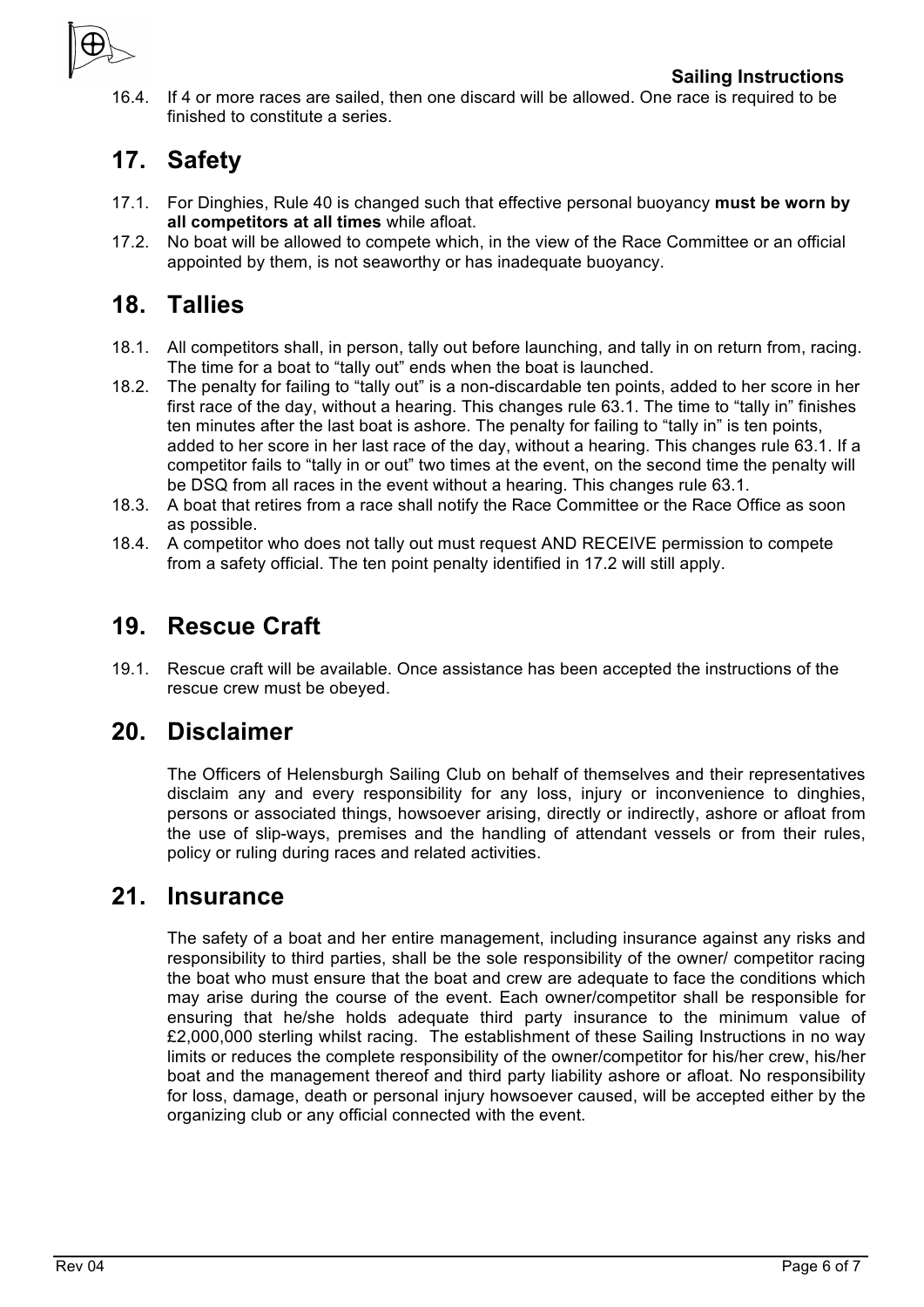16.4. If 4 or more races are sailed, then one discard will be allowed. One race is required to be finished to constitute a series.

## 17. Safety

17.1. For Dinghies, Rule 40 is changed such that effective personal buoyancy **must be worn by all competitors at all times** while afloat.

17.2. No boat will be allowed to compete which, in the view of the Race Committee or an official appointed by them, is not seaworthy or has inadequate buoyancy.

## 18. Tallies

18.1. All competitors shall, in person, tally out before launching, and tally in on return from, racing. The time for a boat to "tally out" ends when the boat is launched.

18.2. The penalty for failing to "tally out" is a non-discardable ten points, added to her score in her first race of the day, without a hearing. This changes rule 63.1. The time to "tally in" finishes ten minutes after the last boat is ashore. The penalty for failing to "tally in" is ten points, added to her score in her last race of the day, without a hearing. This changes rule 63.1. If a competitor fails to "tally in or out" two times at the event, on the second time the penalty will be DSQ from all races in the event without a hearing. This changes rule 63.1.

18.3. A boat that retires from a race shall notify the Race Committee or the Race Office as soon as possible.

18.4. A competitor who does not tally out must request AND RECEIVE permission to compete from a safety official. The ten point penalty identified in 17.2 will still apply.

## 19. Rescue Craft

19.1. Rescue craft will be available. Once assistance has been accepted the instructions of the rescue crew must be obeyed.

## 20. Disclaimer

The Officers of Helensburgh Sailing Club on behalf of themselves and their representatives disclaim any and every responsibility for any loss, injury or inconvenience to dinghies, persons or associated things, howsoever arising, directly or indirectly, ashore or afloat from the use of slip-ways, premises and the handling of attendant vessels or from their rules, policy or ruling during races and related activities.

## 21. Insurance

The safety of a boat and her entire management, including insurance against any risks and responsibility to third parties, shall be the sole responsibility of the owner/ competitor racing the boat who must ensure that the boat and crew are adequate to face the conditions which may arise during the course of the event. Each owner/competitor shall be responsible for ensuring that he/she holds adequate third party insurance to the minimum value of £2,000,000 sterling whilst racing. The establishment of these Sailing Instructions in no way limits or reduces the complete responsibility of the owner/competitor for his/her crew, his/her boat and the management thereof and third party liability ashore or afloat. No responsibility for loss, damage, death or personal injury howsoever caused, will be accepted either by the organizing club or any official connected with the event.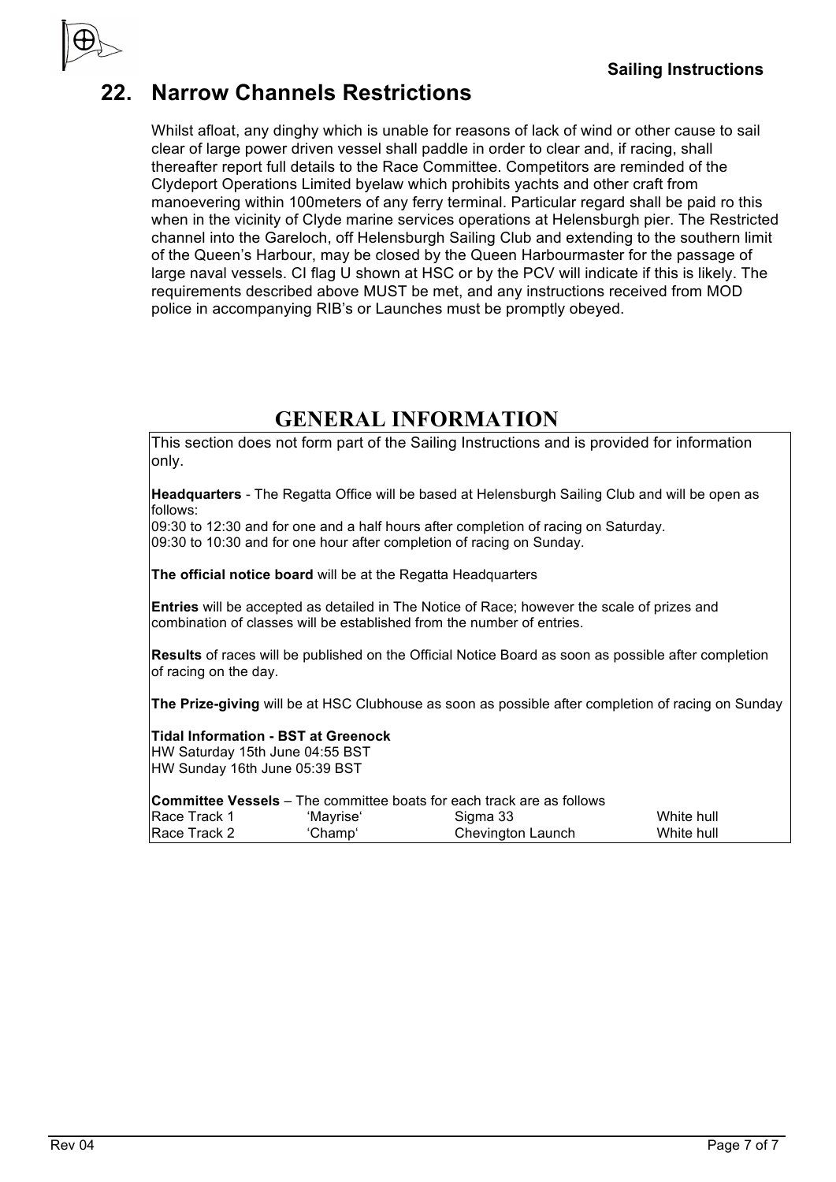## 22. Narrow Channels Restrictions

Whilst afloat, any dinghy which is unable for reasons of lack of wind or other cause to sail clear of large power driven vessel shall paddle in order to clear and, if racing, shall thereafter report full details to the Race Committee. Competitors are reminded of the Clydeport Operations Limited byelaw which prohibits yachts and other craft from manoevering within 100meters of any ferry terminal. Particular regard shall be paid ro this when in the vicinity of Clyde marine services operations at Helensburgh pier. The Restricted channel into the Gareloch, off Helensburgh Sailing Club and extending to the southern limit of the Queen's Harbour, may be closed by the Queen Harbourmaster for the passage of large naval vessels. CI flag U shown at HSC or by the PCV will indicate if this is likely. The requirements described above MUST be met, and any instructions received from MOD police in accompanying RIB's or Launches must be promptly obeyed.

# GENERAL INFORMATION

This section does not form part of the Sailing Instructions and is provided for information only.

**Headquarters** - The Regatta Office will be based at Helensburgh Sailing Club and will be open as follows:
09:30 to 12:30 and for one and a half hours after completion of racing on Saturday.
09:30 to 10:30 and for one hour after completion of racing on Sunday.

**The official notice board** will be at the Regatta Headquarters

**Entries** will be accepted as detailed in The Notice of Race; however the scale of prizes and combination of classes will be established from the number of entries.

**Results** of races will be published on the Official Notice Board as soon as possible after completion of racing on the day.

**The Prize-giving** will be at HSC Clubhouse as soon as possible after completion of racing on Sunday

**Tidal Information - BST at Greenock**
HW Saturday 15th June 04:55 BST
HW Sunday 16th June 05:39 BST

**Committee Vessels** – The committee boats for each track are as follows

| | | | |
|---|---|---|---|
| Race Track 1 | 'Mayrise' | Sigma 33 | White hull |
| Race Track 2 | 'Champ' | Chevington Launch | White hull |